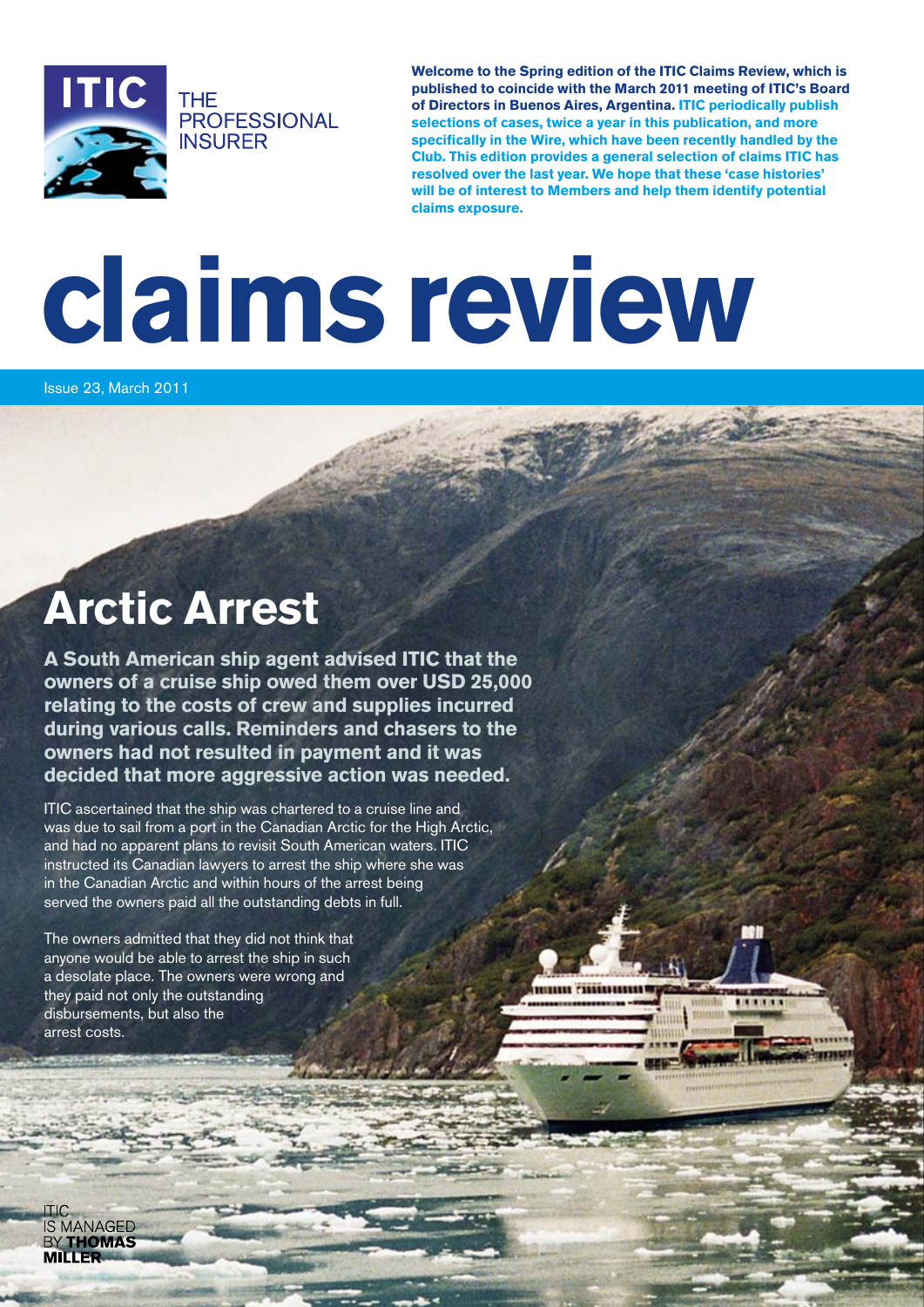ITIC THE PROFESSIONAL INSURER

**Welcome to the Spring edition of the ITIC Claims Review, which is published to coincide with the March 2011 meeting of ITIC's Board of Directors in Buenos Aires, Argentina. ITIC periodically publish selections of cases, twice a year in this publication, and more specifically in the Wire, which have been recently handled by the Club. This edition provides a general selection of claims ITIC has resolved over the last year. We hope that these 'case histories' will be of interest to Members and help them identify potential claims exposure.**

# claims review

Issue 23, March 2011

## Arctic Arrest

**A South American ship agent advised ITIC that the owners of a cruise ship owed them over USD 25,000 relating to the costs of crew and supplies incurred during various calls. Reminders and chasers to the owners had not resulted in payment and it was decided that more aggressive action was needed.**

ITIC ascertained that the ship was chartered to a cruise line and was due to sail from a port in the Canadian Arctic for the High Arctic, and had no apparent plans to revisit South American waters. ITIC instructed its Canadian lawyers to arrest the ship where she was in the Canadian Arctic and within hours of the arrest being served the owners paid all the outstanding debts in full.

The owners admitted that they did not think that anyone would be able to arrest the ship in such a desolate place. The owners were wrong and they paid not only the outstanding disbursements, but also the arrest costs.

ITIC IS MANAGED BY **THOMAS MILLER**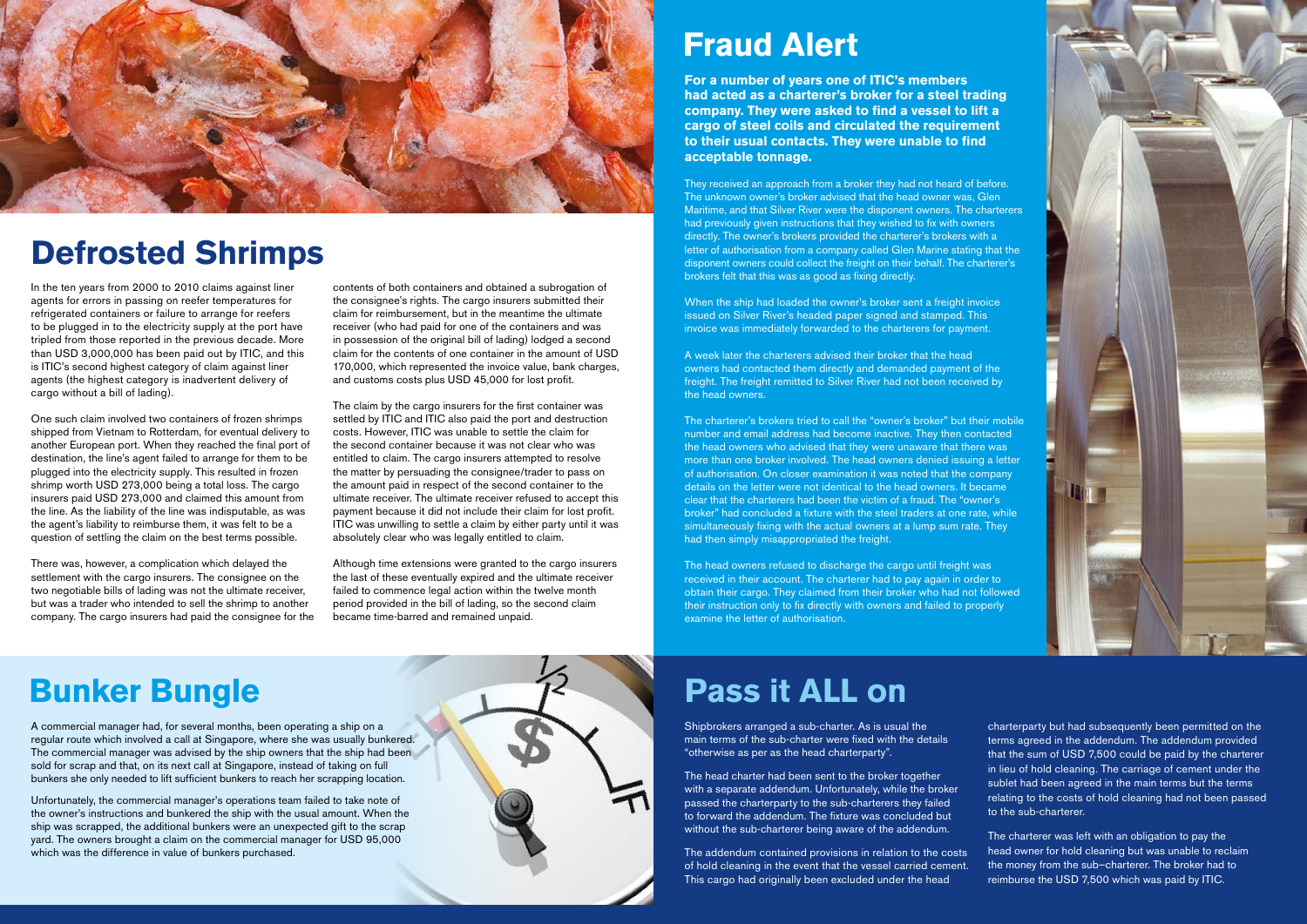## Defrosted Shrimps

In the ten years from 2000 to 2010 claims against liner agents for errors in passing on reefer temperatures for refrigerated containers or failure to arrange for reefers to be plugged in to the electricity supply at the port have tripled from those reported in the previous decade. More than USD 3,000,000 has been paid out by ITIC, and this is ITIC's second highest category of claim against liner agents (the highest category is inadvertent delivery of cargo without a bill of lading).

One such claim involved two containers of frozen shrimps shipped from Vietnam to Rotterdam, for eventual delivery to another European port. When they reached the final port of destination, the line's agent failed to arrange for them to be plugged into the electricity supply. This resulted in frozen shrimp worth USD 273,000 being a total loss. The cargo insurers paid USD 273,000 and claimed this amount from the line. As the liability of the line was indisputable, as was the agent's liability to reimburse them, it was felt to be a question of settling the claim on the best terms possible.

There was, however, a complication which delayed the settlement with the cargo insurers. The consignee on the two negotiable bills of lading was not the ultimate receiver, but was a trader who intended to sell the shrimp to another company. The cargo insurers had paid the consignee for the contents of both containers and obtained a subrogation of the consignee's rights. The cargo insurers submitted their claim for reimbursement, but in the meantime the ultimate receiver (who had paid for one of the containers and was in possession of the original bill of lading) lodged a second claim for the contents of one container in the amount of USD 170,000, which represented the invoice value, bank charges, and customs costs plus USD 45,000 for lost profit.

The claim by the cargo insurers for the first container was settled by ITIC and ITIC also paid the port and destruction costs. However, ITIC was unable to settle the claim for the second container because it was not clear who was entitled to claim. The cargo insurers attempted to resolve the matter by persuading the consignee/trader to pass on the amount paid in respect of the second container to the ultimate receiver. The ultimate receiver refused to accept this payment because it did not include their claim for lost profit. ITIC was unwilling to settle a claim by either party until it was absolutely clear who was legally entitled to claim.

Although time extensions were granted to the cargo insurers the last of these eventually expired and the ultimate receiver failed to commence legal action within the twelve month period provided in the bill of lading, so the second claim became time-barred and remained unpaid.

## Fraud Alert

**For a number of years one of ITIC's members had acted as a charterer's broker for a steel trading company. They were asked to find a vessel to lift a cargo of steel coils and circulated the requirement to their usual contacts. They were unable to find acceptable tonnage.**

They received an approach from a broker they had not heard of before. The unknown owner's broker advised that the head owner was, Glen Maritime, and that Silver River were the disponent owners. The charterers had previously given instructions that they wished to fix with owners directly. The owner's brokers provided the charterer's brokers with a letter of authorisation from a company called Glen Marine stating that the disponent owners could collect the freight on their behalf. The charterer's brokers felt that this was as good as fixing directly.

When the ship had loaded the owner's broker sent a freight invoice issued on Silver River's headed paper signed and stamped. This invoice was immediately forwarded to the charterers for payment.

A week later the charterers advised their broker that the head owners had contacted them directly and demanded payment of the freight. The freight remitted to Silver River had not been received by the head owners.

The charterer's brokers tried to call the "owner's broker" but their mobile number and email address had become inactive. They then contacted the head owners who advised that they were unaware that there was more than one broker involved. The head owners denied issuing a letter of authorisation. On closer examination it was noted that the company details on the letter were not identical to the head owners. It became clear that the charterers had been the victim of a fraud. The "owner's broker" had concluded a fixture with the steel traders at one rate, while simultaneously fixing with the actual owners at a lump sum rate. They had then simply misappropriated the freight.

The head owners refused to discharge the cargo until freight was received in their account. The charterer had to pay again in order to obtain their cargo. They claimed from their broker who had not followed their instruction only to fix directly with owners and failed to properly examine the letter of authorisation.

## Bunker Bungle

A commercial manager had, for several months, been operating a ship on a regular route which involved a call at Singapore, where she was usually bunkered. The commercial manager was advised by the ship owners that the ship had been sold for scrap and that, on its next call at Singapore, instead of taking on full bunkers she only needed to lift sufficient bunkers to reach her scrapping location.

Unfortunately, the commercial manager's operations team failed to take note of the owner's instructions and bunkered the ship with the usual amount. When the ship was scrapped, the additional bunkers were an unexpected gift to the scrap yard. The owners brought a claim on the commercial manager for USD 95,000 which was the difference in value of bunkers purchased.

## Pass it ALL on

Shipbrokers arranged a sub-charter. As is usual the main terms of the sub-charter were fixed with the details "otherwise as per as the head charterparty".

The head charter had been sent to the broker together with a separate addendum. Unfortunately, while the broker passed the charterparty to the sub-charterers they failed to forward the addendum. The fixture was concluded but without the sub-charterer being aware of the addendum.

The addendum contained provisions in relation to the costs of hold cleaning in the event that the vessel carried cement. This cargo had originally been excluded under the head charterparty but had subsequently been permitted on the terms agreed in the addendum. The addendum provided that the sum of USD 7,500 could be paid by the charterer in lieu of hold cleaning. The carriage of cement under the sublet had been agreed in the main terms but the terms relating to the costs of hold cleaning had not been passed to the sub-charterer.

The charterer was left with an obligation to pay the head owner for hold cleaning but was unable to reclaim the money from the sub–charterer. The broker had to reimburse the USD 7,500 which was paid by ITIC.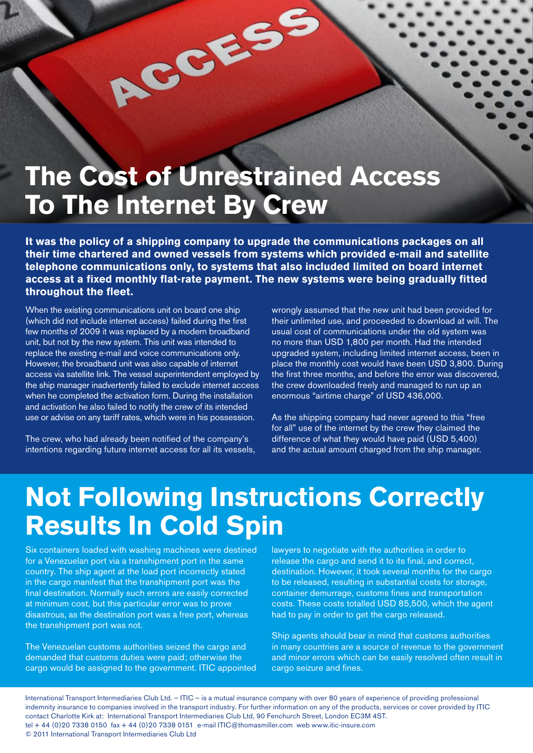# The Cost of Unrestrained Access To The Internet By Crew

**It was the policy of a shipping company to upgrade the communications packages on all their time chartered and owned vessels from systems which provided e-mail and satellite telephone communications only, to systems that also included limited on board internet access at a fixed monthly flat-rate payment. The new systems were being gradually fitted throughout the fleet.**

When the existing communications unit on board one ship (which did not include internet access) failed during the first few months of 2009 it was replaced by a modern broadband unit, but not by the new system. This unit was intended to replace the existing e-mail and voice communications only. However, the broadband unit was also capable of internet access via satellite link. The vessel superintendent employed by the ship manager inadvertently failed to exclude internet access when he completed the activation form. During the installation and activation he also failed to notify the crew of its intended use or advise on any tariff rates, which were in his possession.

The crew, who had already been notified of the company's intentions regarding future internet access for all its vessels, wrongly assumed that the new unit had been provided for their unlimited use, and proceeded to download at will. The usual cost of communications under the old system was no more than USD 1,800 per month. Had the intended upgraded system, including limited internet access, been in place the monthly cost would have been USD 3,800. During the first three months, and before the error was discovered, the crew downloaded freely and managed to run up an enormous "airtime charge" of USD 436,000.

As the shipping company had never agreed to this "free for all" use of the internet by the crew they claimed the difference of what they would have paid (USD 5,400) and the actual amount charged from the ship manager.

# Not Following Instructions Correctly Results In Cold Spin

Six containers loaded with washing machines were destined for a Venezuelan port via a transhipment port in the same country. The ship agent at the load port incorrectly stated in the cargo manifest that the transhipment port was the final destination. Normally such errors are easily corrected at minimum cost, but this particular error was to prove disastrous, as the destination port was a free port, whereas the transhipment port was not.

The Venezuelan customs authorities seized the cargo and demanded that customs duties were paid; otherwise the cargo would be assigned to the government. ITIC appointed lawyers to negotiate with the authorities in order to release the cargo and send it to its final, and correct, destination. However, it took several months for the cargo to be released, resulting in substantial costs for storage, container demurrage, customs fines and transportation costs. These costs totalled USD 85,500, which the agent had to pay in order to get the cargo released.

Ship agents should bear in mind that customs authorities in many countries are a source of revenue to the government and minor errors which can be easily resolved often result in cargo seizure and fines.

International Transport Intermediaries Club Ltd. – ITIC – is a mutual insurance company with over 80 years of experience of providing professional indemnity insurance to companies involved in the transport industry. For further information on any of the products, services or cover provided by ITIC contact Charlotte Kirk at: International Transport Intermediaries Club Ltd, 90 Fenchurch Street, London EC3M 4ST.
tel + 44 (0)20 7338 0150 fax + 44 (0)20 7338 0151 e-mail ITIC@thomasmiller.com web www.itic-insure.com
© 2011 International Transport Intermediaries Club Ltd